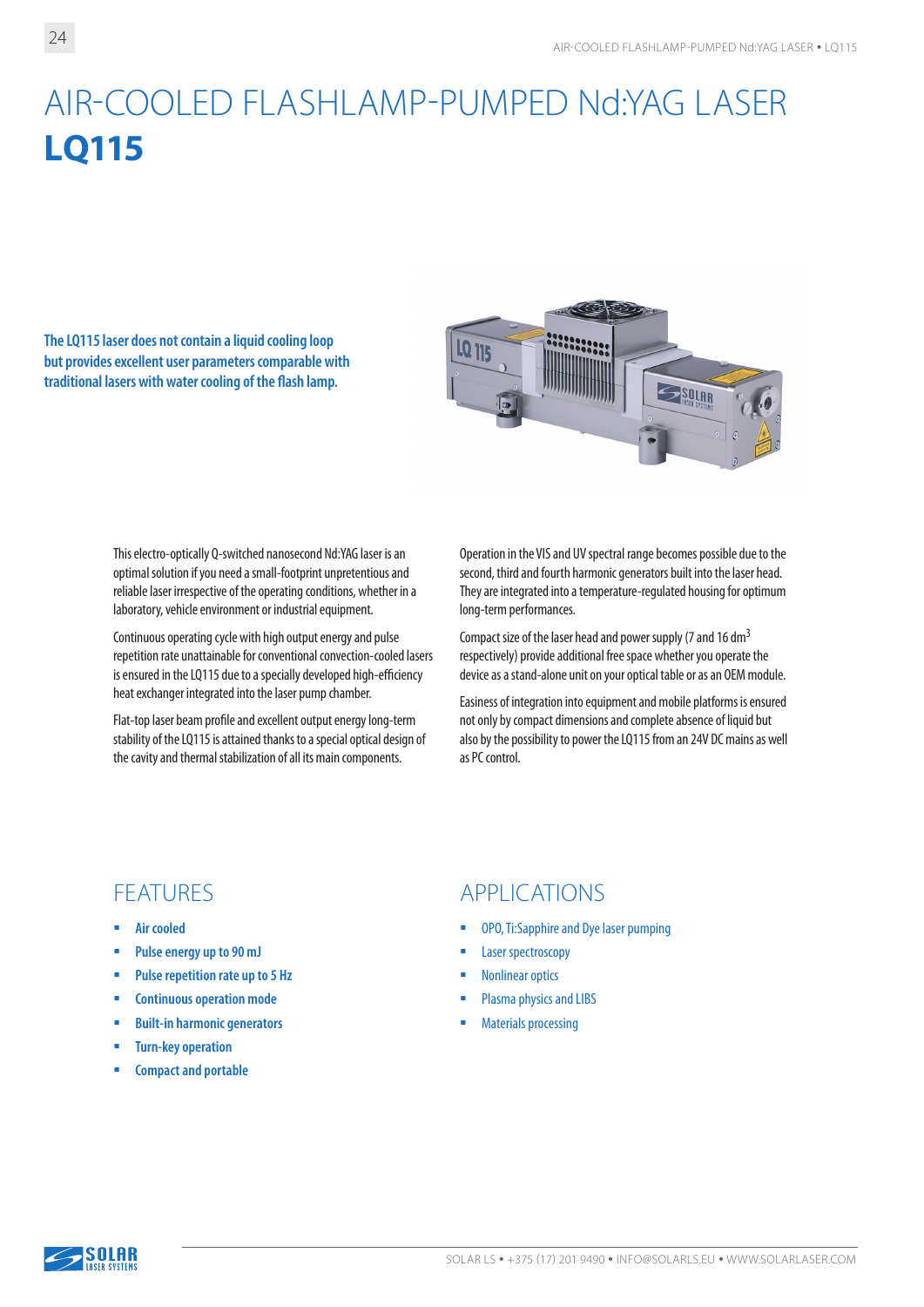# AIR-COOLED FLASHLAMP-PUMPED Nd:YAG LASER
# **LQ115**

**The LQ115 laser does not contain a liquid cooling loop but provides excellent user parameters comparable with traditional lasers with water cooling of the flash lamp.**

This electro-optically Q-switched nanosecond Nd:YAG laser is an optimal solution if you need a small-footprint unpretentious and reliable laser irrespective of the operating conditions, whether in a laboratory, vehicle environment or industrial equipment.

Continuous operating cycle with high output energy and pulse repetition rate unattainable for conventional convection-cooled lasers is ensured in the LQ115 due to a specially developed high-efficiency heat exchanger integrated into the laser pump chamber.

Flat-top laser beam profile and excellent output energy long-term stability of the LQ115 is attained thanks to a special optical design of the cavity and thermal stabilization of all its main components.

Operation in the VIS and UV spectral range becomes possible due to the second, third and fourth harmonic generators built into the laser head. They are integrated into a temperature-regulated housing for optimum long-term performances.

Compact size of the laser head and power supply (7 and 16 $dm^3$ respectively) provide additional free space whether you operate the device as a stand-alone unit on your optical table or as an OEM module.

Easiness of integration into equipment and mobile platforms is ensured not only by compact dimensions and complete absence of liquid but also by the possibility to power the LQ115 from an 24V DC mains as well as PC control.

## FEATURES

- Air cooled
- Pulse energy up to 90 mJ
- Pulse repetition rate up to 5 Hz
- Continuous operation mode
- Built-in harmonic generators
- Turn-key operation
- Compact and portable

## APPLICATIONS

- OPO, Ti:Sapphire and Dye laser pumping
- Laser spectroscopy
- Nonlinear optics
- Plasma physics and LIBS
- Materials processing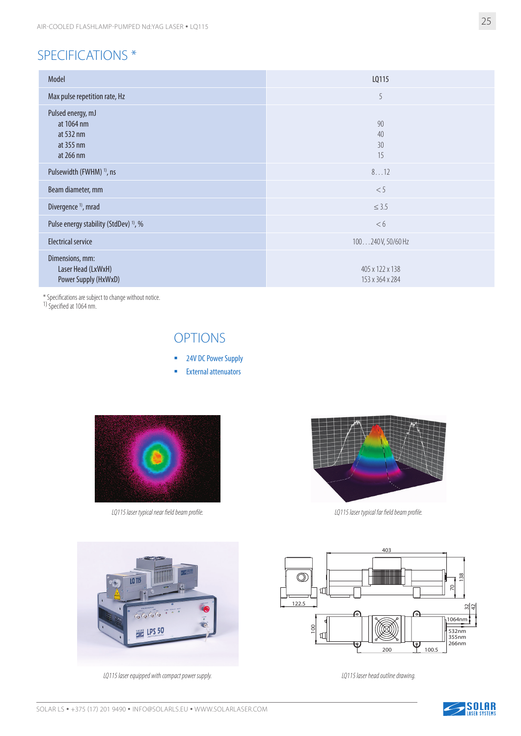## SPECIFICATIONS *

| Model | LQ115 |
|---|---|
| Max pulse repetition rate, Hz | 5 |
| Pulsed energy, mJ<br>at 1064 nm<br>at 532 nm<br>at 355 nm<br>at 266 nm | <br>90<br>40<br>30<br>15 |
| Pulsewidth (FWHM) [1], ns | 8…12 |
| Beam diameter, mm | < 5 |
| Divergence [1], mrad | ≤ 3.5 |
| Pulse energy stability (StdDev) [1], % | < 6 |
| Electrical service | 100…240 V, 50/60 Hz |
| Dimensions, mm:<br>Laser Head (LxWxH)<br>Power Supply (HxWxD) | <br>405 x 122 x 138<br>153 x 364 x 284 |

* Specifications are subject to change without notice.
[1] Specified at 1064 nm.

## OPTIONS

- 24V DC Power Supply
- External attenuators

*LQ115 laser typical near field beam profile.*

*LQ115 laser typical far field beam profile.*

*LQ115 laser equipped with compact power supply.*

403
138
70
122.5
32
42
1064nm
532nm
355nm
266nm
100
200
100.5

*LQ115 laser head outline drawing.*